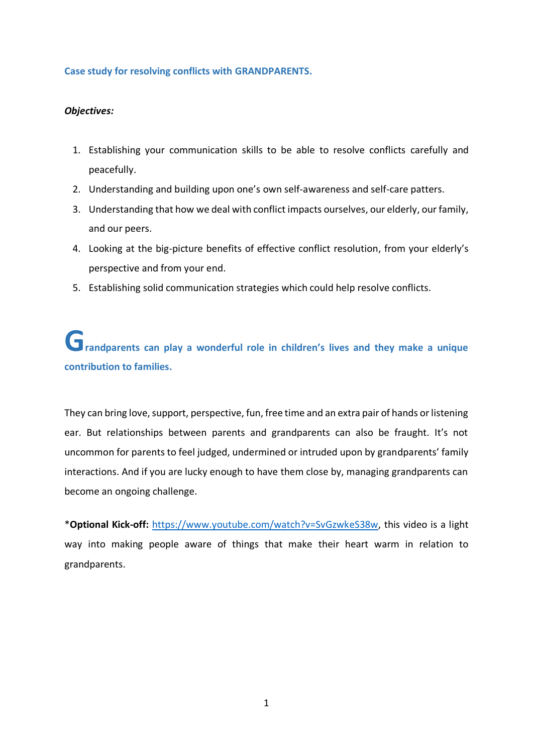## Case study for resolving conflicts with GRANDPARENTS.

***Objectives:***

1. Establishing your communication skills to be able to resolve conflicts carefully and peacefully.
2. Understanding and building upon one's own self-awareness and self-care patters.
3. Understanding that how we deal with conflict impacts ourselves, our elderly, our family, and our peers.
4. Looking at the big-picture benefits of effective conflict resolution, from your elderly's perspective and from your end.
5. Establishing solid communication strategies which could help resolve conflicts.

### Grandparents can play a wonderful role in children's lives and they make a unique contribution to families.

They can bring love, support, perspective, fun, free time and an extra pair of hands or listening ear. But relationships between parents and grandparents can also be fraught. It's not uncommon for parents to feel judged, undermined or intruded upon by grandparents' family interactions. And if you are lucky enough to have them close by, managing grandparents can become an ongoing challenge.

***Optional Kick-off:** [https://www.youtube.com/watch?v=SvGzwkeS38w](https://www.youtube.com/watch?v=SvGzwkeS38w), this video is a light way into making people aware of things that make their heart warm in relation to grandparents.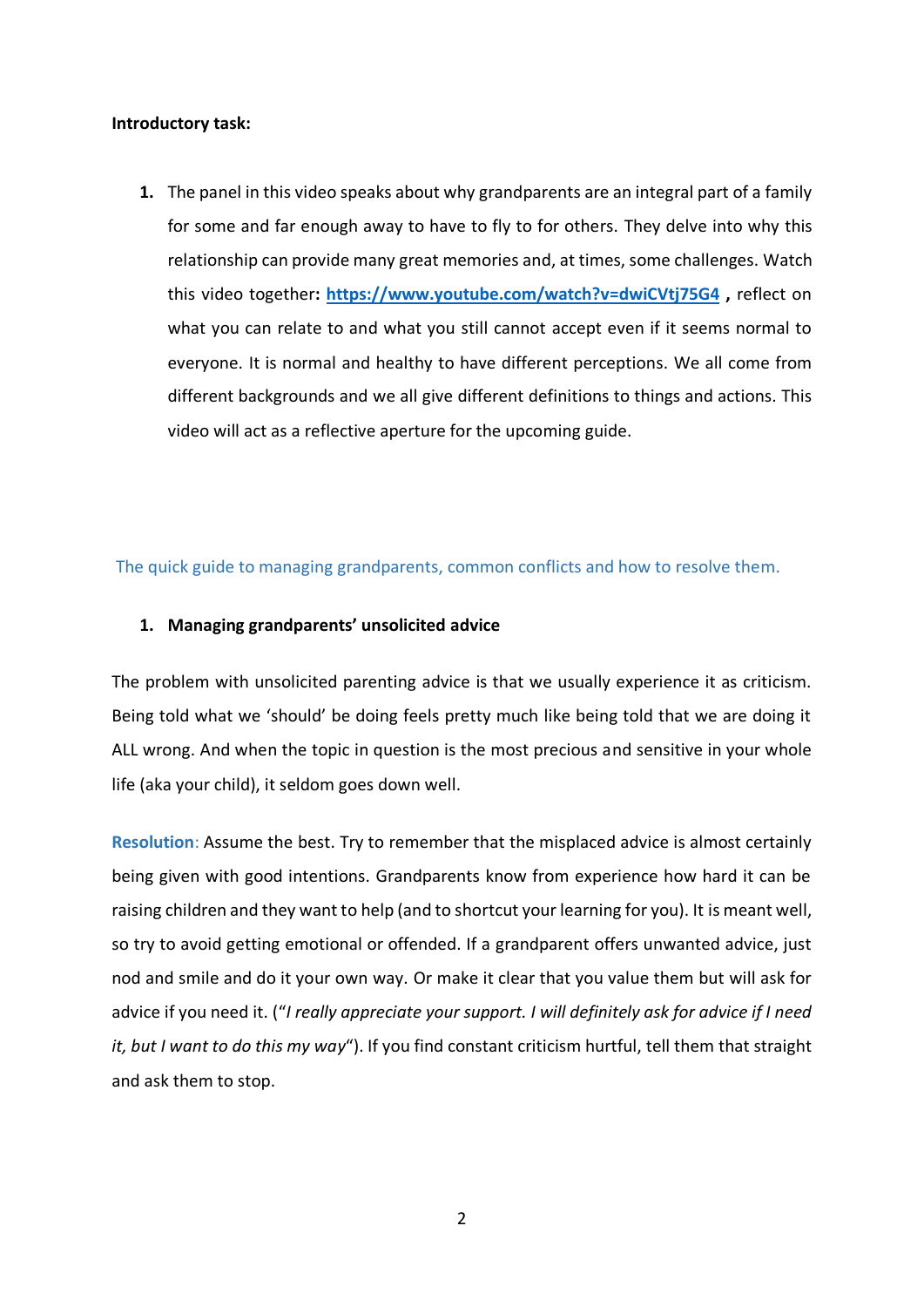**Introductory task:**

1. The panel in this video speaks about why grandparents are an integral part of a family for some and far enough away to have to fly to for others. They delve into why this relationship can provide many great memories and, at times, some challenges. Watch this video together**:** **https://www.youtube.com/watch?v=dwiCVtj75G4** **,** reflect on what you can relate to and what you still cannot accept even if it seems normal to everyone. It is normal and healthy to have different perceptions. We all come from different backgrounds and we all give different definitions to things and actions. This video will act as a reflective aperture for the upcoming guide.

## The quick guide to managing grandparents, common conflicts and how to resolve them.

### 1. Managing grandparents' unsolicited advice

The problem with unsolicited parenting advice is that we usually experience it as criticism. Being told what we 'should' be doing feels pretty much like being told that we are doing it ALL wrong. And when the topic in question is the most precious and sensitive in your whole life (aka your child), it seldom goes down well.

**Resolution**: Assume the best. Try to remember that the misplaced advice is almost certainly being given with good intentions. Grandparents know from experience how hard it can be raising children and they want to help (and to shortcut your learning for you). It is meant well, so try to avoid getting emotional or offended. If a grandparent offers unwanted advice, just nod and smile and do it your own way. Or make it clear that you value them but will ask for advice if you need it. ("*I really appreciate your support. I will definitely ask for advice if I need it, but I want to do this my way*"). If you find constant criticism hurtful, tell them that straight and ask them to stop.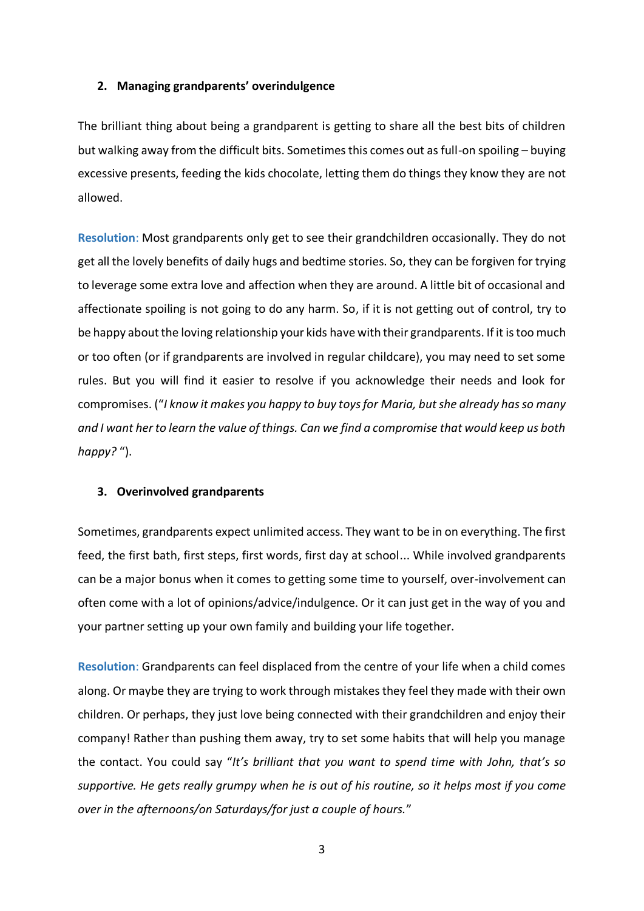## 2. Managing grandparents' overindulgence

The brilliant thing about being a grandparent is getting to share all the best bits of children but walking away from the difficult bits. Sometimes this comes out as full-on spoiling – buying excessive presents, feeding the kids chocolate, letting them do things they know they are not allowed.

**Resolution**: Most grandparents only get to see their grandchildren occasionally. They do not get all the lovely benefits of daily hugs and bedtime stories. So, they can be forgiven for trying to leverage some extra love and affection when they are around. A little bit of occasional and affectionate spoiling is not going to do any harm. So, if it is not getting out of control, try to be happy about the loving relationship your kids have with their grandparents. If it is too much or too often (or if grandparents are involved in regular childcare), you may need to set some rules. But you will find it easier to resolve if you acknowledge their needs and look for compromises. ("*I know it makes you happy to buy toys for Maria, but she already has so many and I want her to learn the value of things. Can we find a compromise that would keep us both happy?* ").

## 3. Overinvolved grandparents

Sometimes, grandparents expect unlimited access. They want to be in on everything. The first feed, the first bath, first steps, first words, first day at school... While involved grandparents can be a major bonus when it comes to getting some time to yourself, over-involvement can often come with a lot of opinions/advice/indulgence. Or it can just get in the way of you and your partner setting up your own family and building your life together.

**Resolution**: Grandparents can feel displaced from the centre of your life when a child comes along. Or maybe they are trying to work through mistakes they feel they made with their own children. Or perhaps, they just love being connected with their grandchildren and enjoy their company! Rather than pushing them away, try to set some habits that will help you manage the contact. You could say "*It's brilliant that you want to spend time with John, that's so supportive. He gets really grumpy when he is out of his routine, so it helps most if you come over in the afternoons/on Saturdays/for just a couple of hours.*"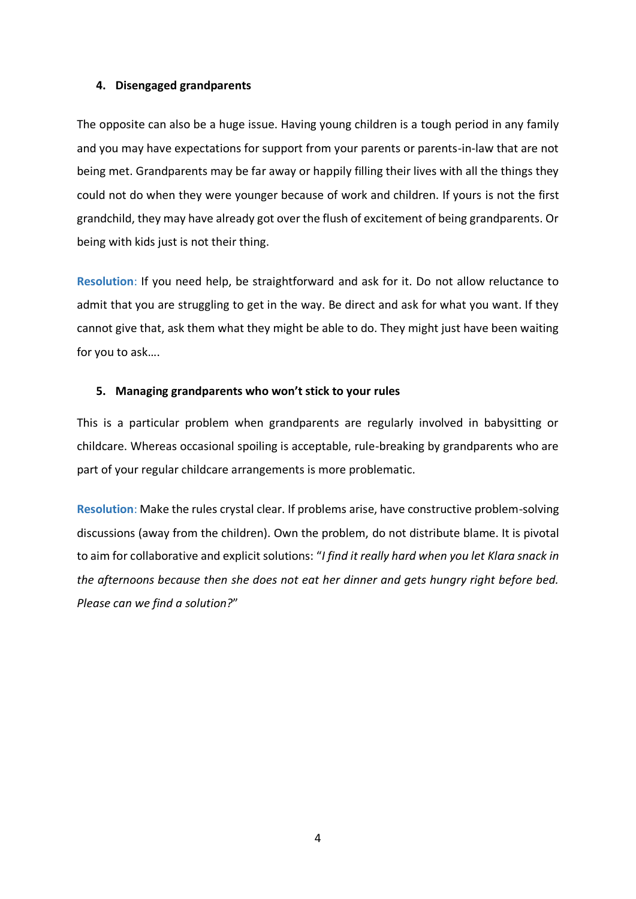#### 4. Disengaged grandparents

The opposite can also be a huge issue. Having young children is a tough period in any family and you may have expectations for support from your parents or parents-in-law that are not being met. Grandparents may be far away or happily filling their lives with all the things they could not do when they were younger because of work and children. If yours is not the first grandchild, they may have already got over the flush of excitement of being grandparents. Or being with kids just is not their thing.

**Resolution**: If you need help, be straightforward and ask for it. Do not allow reluctance to admit that you are struggling to get in the way. Be direct and ask for what you want. If they cannot give that, ask them what they might be able to do. They might just have been waiting for you to ask….

#### 5. Managing grandparents who won't stick to your rules

This is a particular problem when grandparents are regularly involved in babysitting or childcare. Whereas occasional spoiling is acceptable, rule-breaking by grandparents who are part of your regular childcare arrangements is more problematic.

**Resolution**: Make the rules crystal clear. If problems arise, have constructive problem-solving discussions (away from the children). Own the problem, do not distribute blame. It is pivotal to aim for collaborative and explicit solutions: "*I find it really hard when you let Klara snack in the afternoons because then she does not eat her dinner and gets hungry right before bed. Please can we find a solution?*"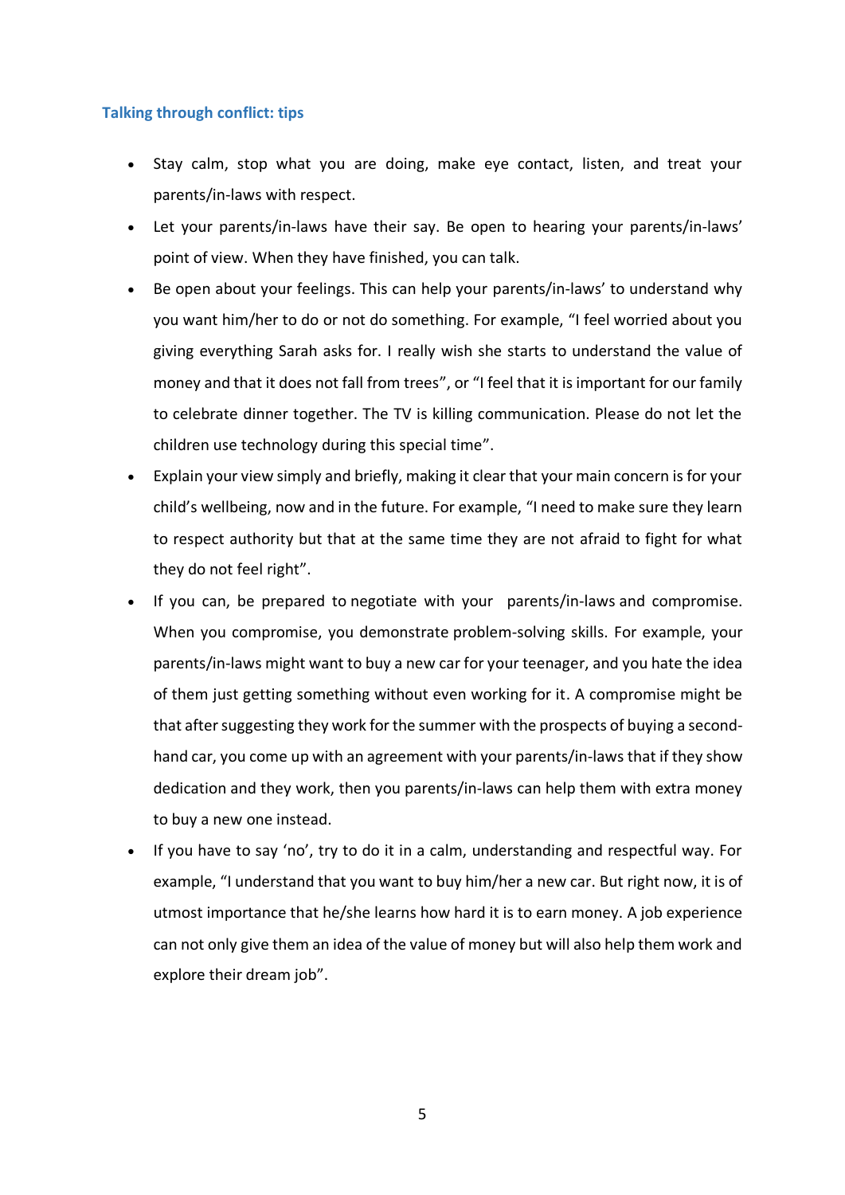### Talking through conflict: tips

- Stay calm, stop what you are doing, make eye contact, listen, and treat your parents/in-laws with respect.
- Let your parents/in-laws have their say. Be open to hearing your parents/in-laws' point of view. When they have finished, you can talk.
- Be open about your feelings. This can help your parents/in-laws' to understand why you want him/her to do or not do something. For example, "I feel worried about you giving everything Sarah asks for. I really wish she starts to understand the value of money and that it does not fall from trees", or "I feel that it is important for our family to celebrate dinner together. The TV is killing communication. Please do not let the children use technology during this special time".
- Explain your view simply and briefly, making it clear that your main concern is for your child's wellbeing, now and in the future. For example, "I need to make sure they learn to respect authority but that at the same time they are not afraid to fight for what they do not feel right".
- If you can, be prepared to negotiate with your parents/in-laws and compromise. When you compromise, you demonstrate problem-solving skills. For example, your parents/in-laws might want to buy a new car for your teenager, and you hate the idea of them just getting something without even working for it. A compromise might be that after suggesting they work for the summer with the prospects of buying a second-hand car, you come up with an agreement with your parents/in-laws that if they show dedication and they work, then you parents/in-laws can help them with extra money to buy a new one instead.
- If you have to say 'no', try to do it in a calm, understanding and respectful way. For example, "I understand that you want to buy him/her a new car. But right now, it is of utmost importance that he/she learns how hard it is to earn money. A job experience can not only give them an idea of the value of money but will also help them work and explore their dream job".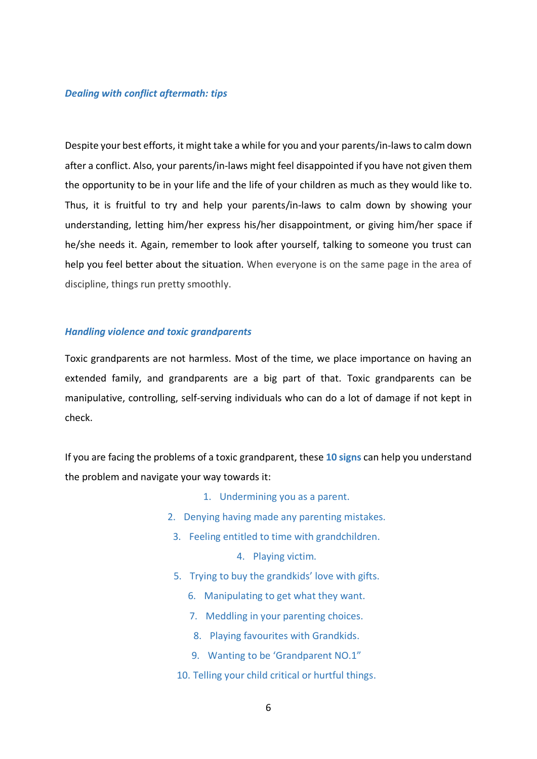### *Dealing with conflict aftermath: tips*

Despite your best efforts, it might take a while for you and your parents/in-laws to calm down after a conflict. Also, your parents/in-laws might feel disappointed if you have not given them the opportunity to be in your life and the life of your children as much as they would like to. Thus, it is fruitful to try and help your parents/in-laws to calm down by showing your understanding, letting him/her express his/her disappointment, or giving him/her space if he/she needs it. Again, remember to look after yourself, talking to someone you trust can help you feel better about the situation. When everyone is on the same page in the area of discipline, things run pretty smoothly.

### *Handling violence and toxic grandparents*

Toxic grandparents are not harmless. Most of the time, we place importance on having an extended family, and grandparents are a big part of that. Toxic grandparents can be manipulative, controlling, self-serving individuals who can do a lot of damage if not kept in check.

If you are facing the problems of a toxic grandparent, these **10 signs** can help you understand the problem and navigate your way towards it:

1. Undermining you as a parent.
2. Denying having made any parenting mistakes.
3. Feeling entitled to time with grandchildren.
4. Playing victim.
5. Trying to buy the grandkids' love with gifts.
6. Manipulating to get what they want.
7. Meddling in your parenting choices.
8. Playing favourites with Grandkids.
9. Wanting to be 'Grandparent NO.1"
10. Telling your child critical or hurtful things.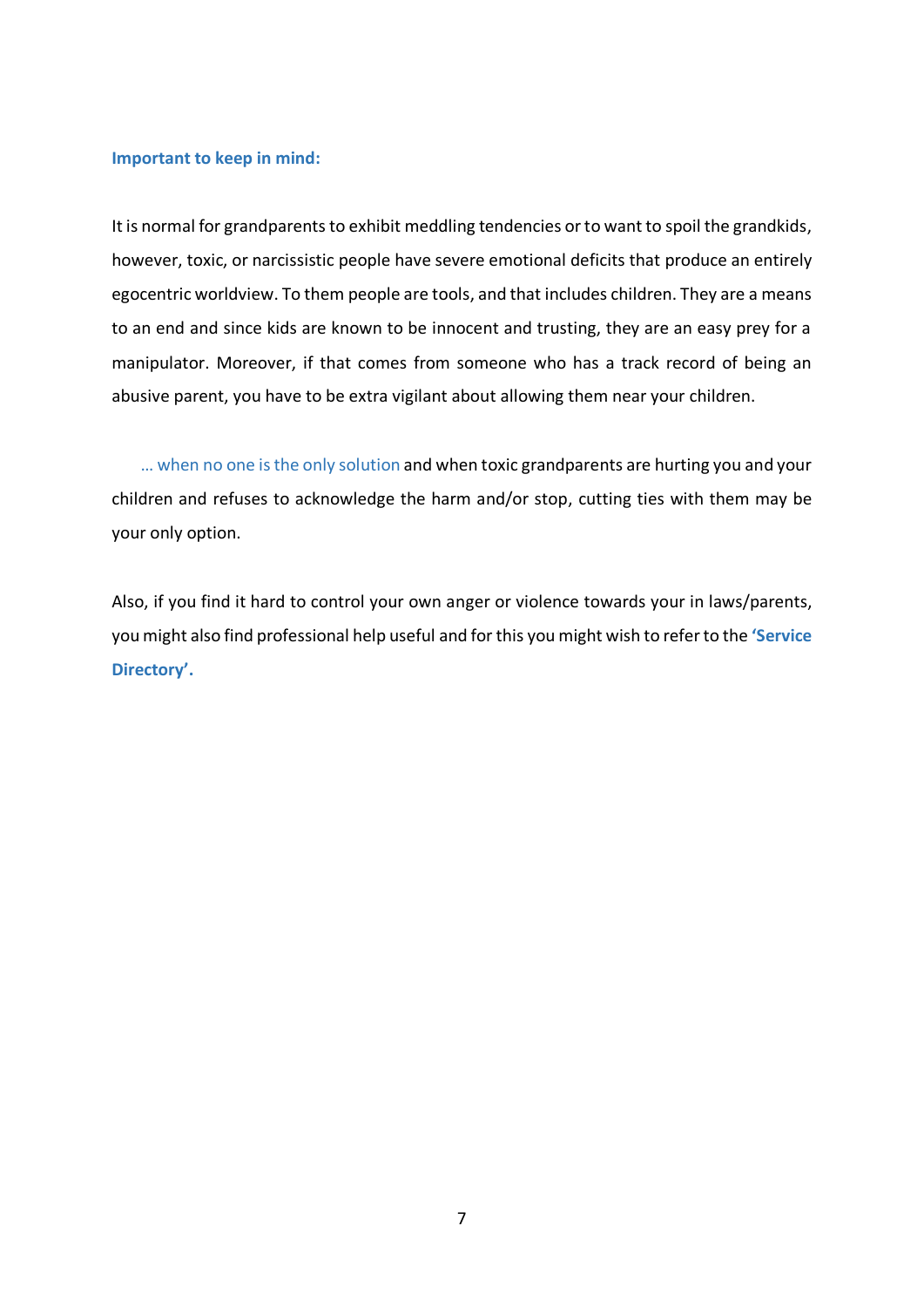**Important to keep in mind:**

It is normal for grandparents to exhibit meddling tendencies or to want to spoil the grandkids, however, toxic, or narcissistic people have severe emotional deficits that produce an entirely egocentric worldview. To them people are tools, and that includes children. They are a means to an end and since kids are known to be innocent and trusting, they are an easy prey for a manipulator. Moreover, if that comes from someone who has a track record of being an abusive parent, you have to be extra vigilant about allowing them near your children.

… when no one is the only solution and when toxic grandparents are hurting you and your children and refuses to acknowledge the harm and/or stop, cutting ties with them may be your only option.

Also, if you find it hard to control your own anger or violence towards your in laws/parents, you might also find professional help useful and for this you might wish to refer to the **'Service Directory'.**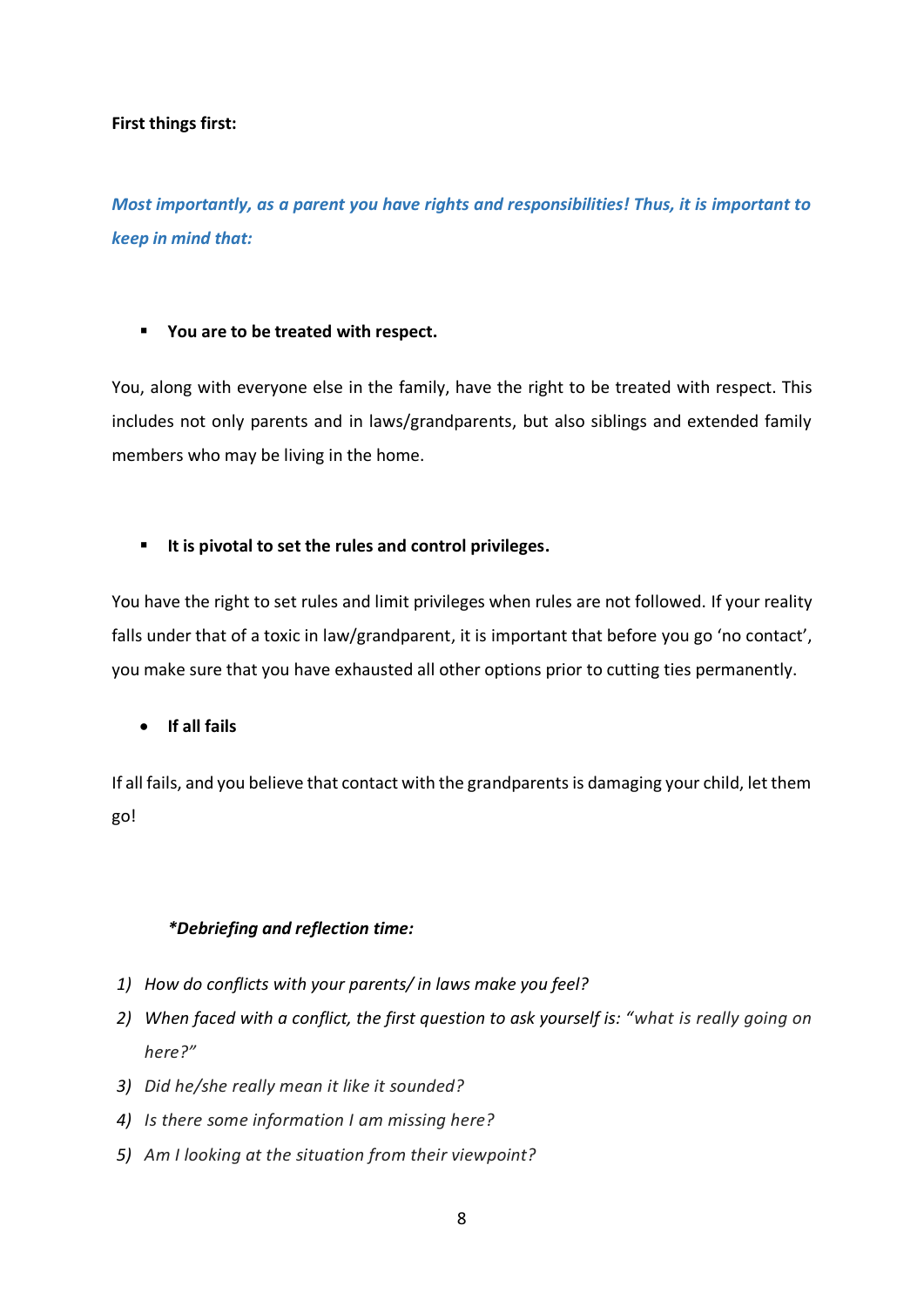**First things first:**

***Most importantly, as a parent you have rights and responsibilities! Thus, it is important to keep in mind that:***

- **You are to be treated with respect.**

You, along with everyone else in the family, have the right to be treated with respect. This includes not only parents and in laws/grandparents, but also siblings and extended family members who may be living in the home.

- **It is pivotal to set the rules and control privileges.**

You have the right to set rules and limit privileges when rules are not followed. If your reality falls under that of a toxic in law/grandparent, it is important that before you go 'no contact', you make sure that you have exhausted all other options prior to cutting ties permanently.

- **If all fails**

If all fails, and you believe that contact with the grandparents is damaging your child, let them go!

***\*Debriefing and reflection time:***

1) *How do conflicts with your parents/ in laws make you feel?*
2) *When faced with a conflict, the first question to ask yourself is: "what is really going on here?"*
3) *Did he/she really mean it like it sounded?*
4) *Is there some information I am missing here?*
5) *Am I looking at the situation from their viewpoint?*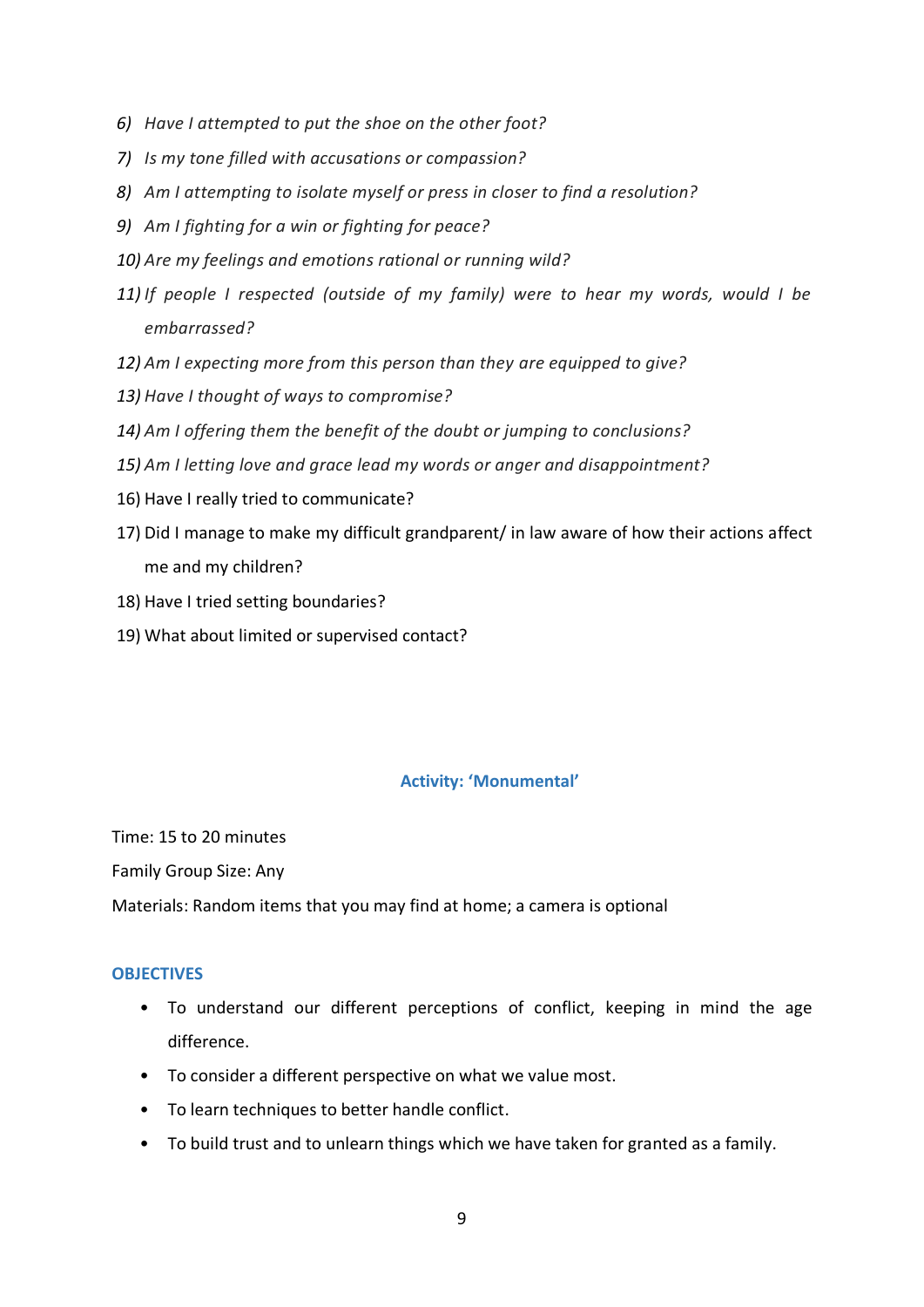6) *Have I attempted to put the shoe on the other foot?*
7) *Is my tone filled with accusations or compassion?*
8) *Am I attempting to isolate myself or press in closer to find a resolution?*
9) *Am I fighting for a win or fighting for peace?*
10) *Are my feelings and emotions rational or running wild?*
11) *If people I respected (outside of my family) were to hear my words, would I be embarrassed?*
12) *Am I expecting more from this person than they are equipped to give?*
13) *Have I thought of ways to compromise?*
14) *Am I offering them the benefit of the doubt or jumping to conclusions?*
15) *Am I letting love and grace lead my words or anger and disappointment?*
16) Have I really tried to communicate?
17) Did I manage to make my difficult grandparent/ in law aware of how their actions affect me and my children?
18) Have I tried setting boundaries?
19) What about limited or supervised contact?

## Activity: 'Monumental'

Time: 15 to 20 minutes

Family Group Size: Any

Materials: Random items that you may find at home; a camera is optional

### OBJECTIVES

- To understand our different perceptions of conflict, keeping in mind the age difference.
- To consider a different perspective on what we value most.
- To learn techniques to better handle conflict.
- To build trust and to unlearn things which we have taken for granted as a family.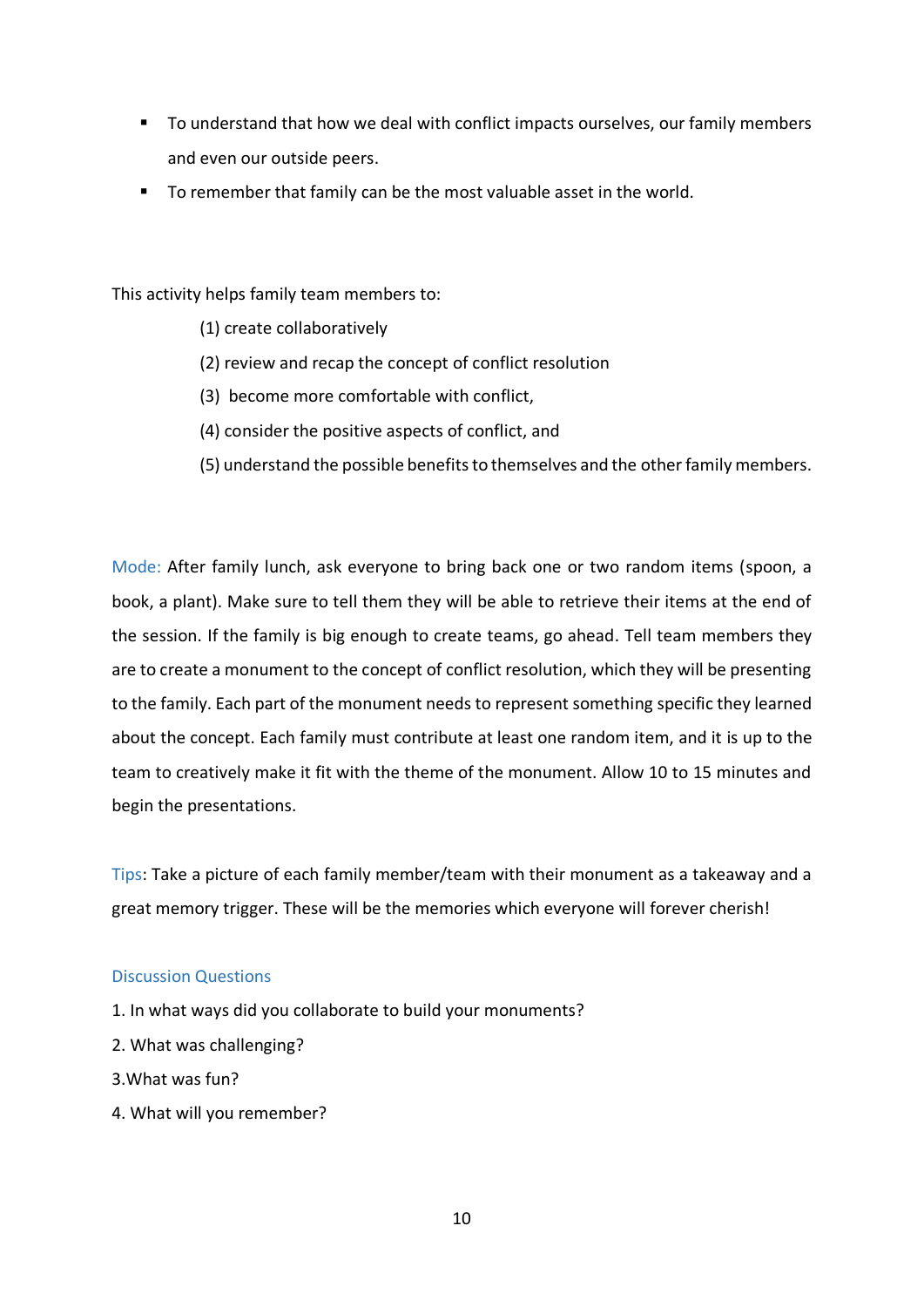- To understand that how we deal with conflict impacts ourselves, our family members and even our outside peers.
- To remember that family can be the most valuable asset in the world.

This activity helps family team members to:

(1) create collaboratively

(2) review and recap the concept of conflict resolution

(3) become more comfortable with conflict,

(4) consider the positive aspects of conflict, and

(5) understand the possible benefits to themselves and the other family members.

Mode: After family lunch, ask everyone to bring back one or two random items (spoon, a book, a plant). Make sure to tell them they will be able to retrieve their items at the end of the session. If the family is big enough to create teams, go ahead. Tell team members they are to create a monument to the concept of conflict resolution, which they will be presenting to the family. Each part of the monument needs to represent something specific they learned about the concept. Each family must contribute at least one random item, and it is up to the team to creatively make it fit with the theme of the monument. Allow 10 to 15 minutes and begin the presentations.

Tips: Take a picture of each family member/team with their monument as a takeaway and a great memory trigger. These will be the memories which everyone will forever cherish!

Discussion Questions

1. In what ways did you collaborate to build your monuments?
2. What was challenging?
3. What was fun?
4. What will you remember?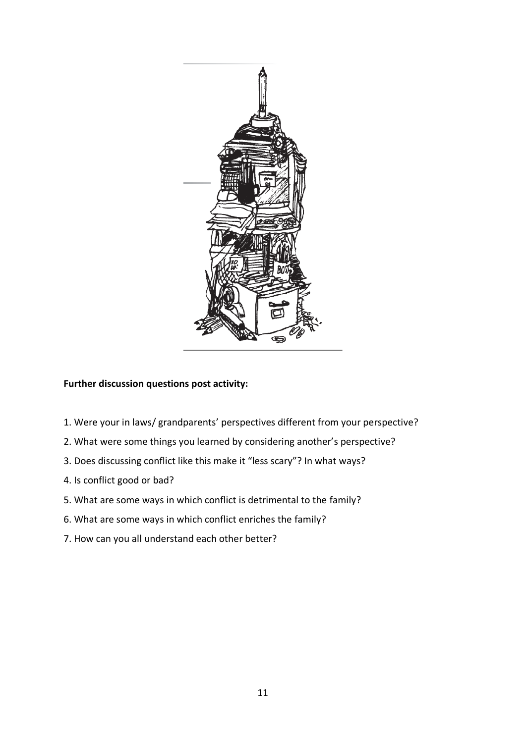**Further discussion questions post activity:**

1. Were your in laws/ grandparents' perspectives different from your perspective?
2. What were some things you learned by considering another's perspective?
3. Does discussing conflict like this make it "less scary"? In what ways?
4. Is conflict good or bad?
5. What are some ways in which conflict is detrimental to the family?
6. What are some ways in which conflict enriches the family?
7. How can you all understand each other better?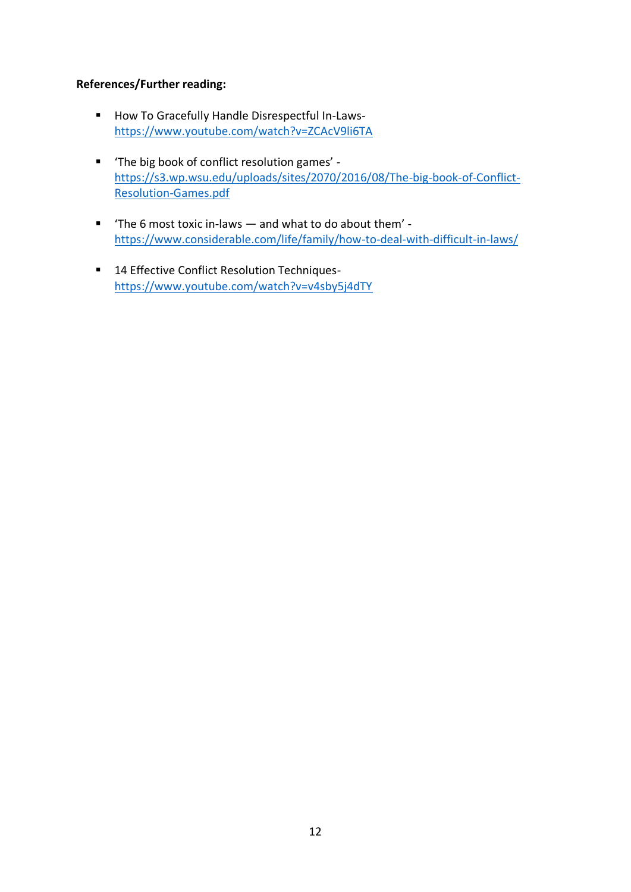**References/Further reading:**

- How To Gracefully Handle Disrespectful In-Laws- https://www.youtube.com/watch?v=ZCAcV9li6TA

- 'The big book of conflict resolution games' - https://s3.wp.wsu.edu/uploads/sites/2070/2016/08/The-big-book-of-Conflict-Resolution-Games.pdf

- 'The 6 most toxic in-laws — and what to do about them' - https://www.considerable.com/life/family/how-to-deal-with-difficult-in-laws/

- 14 Effective Conflict Resolution Techniques- https://www.youtube.com/watch?v=v4sby5j4dTY